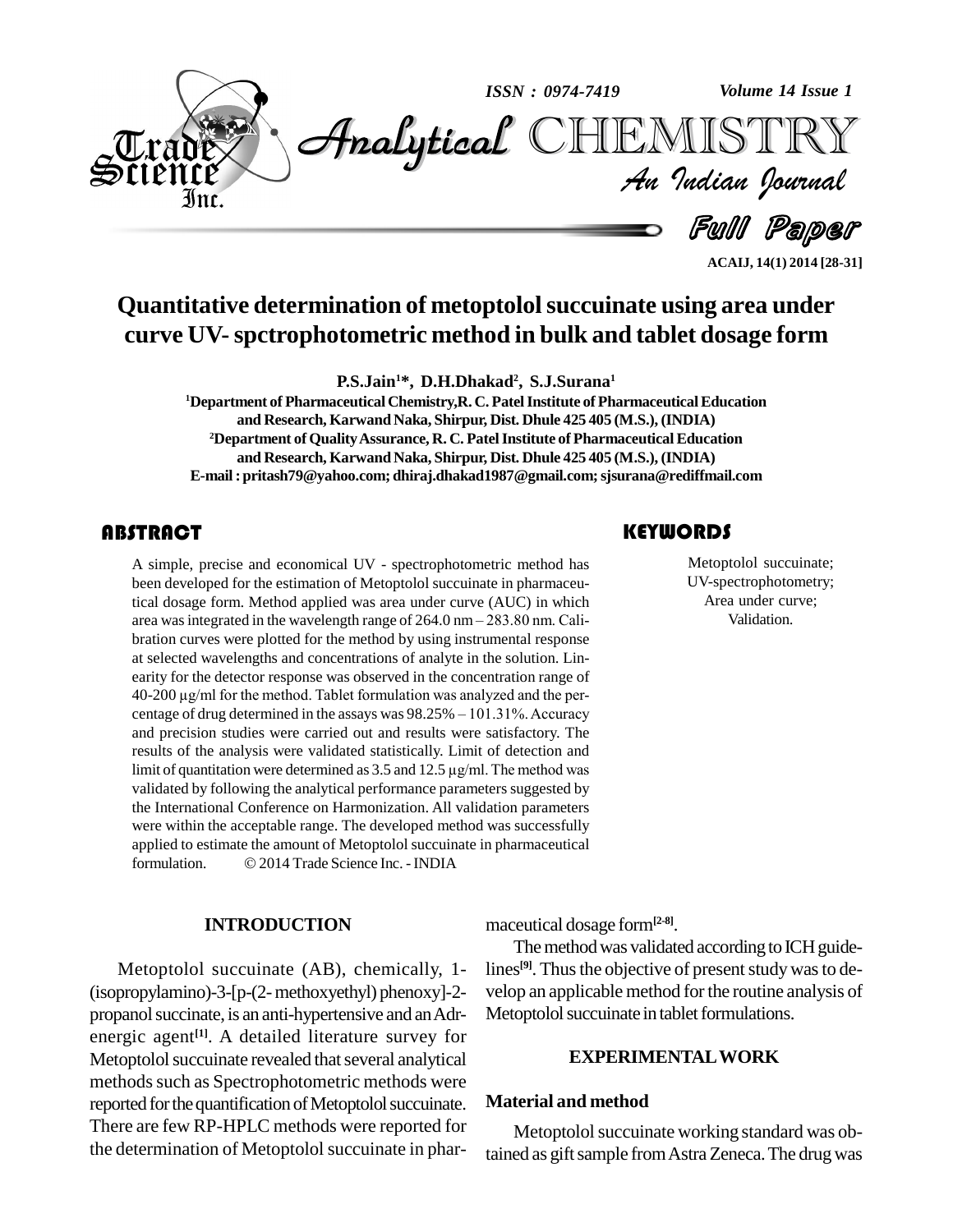Full Paper

# Quantitative determination of metoptolol succuinate using area under curve UV- spctrophotometric method in bulk and tablet dosage form

**P.S.Jain[1]*, D.H.Dhakad[2], S.J.Surana[1]**

[1]Department of Pharmaceutical Chemistry,R. C. Patel Institute of Pharmaceutical Education and Research, Karwand Naka, Shirpur, Dist. Dhule 425 405 (M.S.), (INDIA)

[2]Department of Quality Assurance, R. C. Patel Institute of Pharmaceutical Education and Research, Karwand Naka, Shirpur, Dist. Dhule 425 405 (M.S.), (INDIA)

E-mail : pritash79@yahoo.com; dhiraj.dhakad1987@gmail.com; sjsurana@rediffmail.com

## ABSTRACT

A simple, precise and economical UV - spectrophotometric method has been developed for the estimation of Metoptolol succinate in pharmaceutical dosage form. Method applied was area under curve (AUC) in which area was integrated in the wavelength range of 264.0 nm – 283.80 nm. Calibration curves were plotted for the method by using instrumental response at selected wavelengths and concentrations of analyte in the solution. Linearity for the detector response was observed in the concentration range of 40-200 µg/ml for the method. Tablet formulation was analyzed and the percentage of drug determined in the assays was 98.25% – 101.31%. Accuracy and precision studies were carried out and results were satisfactory. The results of the analysis were validated statistically. Limit of detection and limit of quantitation were determined as 3.5 and 12.5 µg/ml. The method was validated by following the analytical performance parameters suggested by the International Conference on Harmonization. All validation parameters were within the acceptable range. The developed method was successfully applied to estimate the amount of Metoptolol succinate in pharmaceutical formulation. © 2014 Trade Science Inc. - INDIA

## KEYWORDS

Metoptolol succinate; UV-spectrophotometry; Area under curve; Validation.

## INTRODUCTION

Metoptolol succinate (AB), chemically, 1-(isopropylamino)-3-[p-(2- methoxyethyl) phenoxy]-2-propanol succinate, is an anti-hypertensive and an Adrenergic agent[1]. A detailed literature survey for Metoptolol succinate revealed that several analytical methods such as Spectrophotometric methods were reported for the quantification of Metoptolol succinate. There are few RP-HPLC methods were reported for the determination of Metoptolol succinate in pharmaceutical dosage form[2-8].

The method was validated according to ICH guidelines[9]. Thus the objective of present study was to develop an applicable method for the routine analysis of Metoptolol succinate in tablet formulations.

## EXPERIMENTAL WORK

### Material and method

Metoptolol succinate working standard was obtained as gift sample from Astra Zeneca. The drug was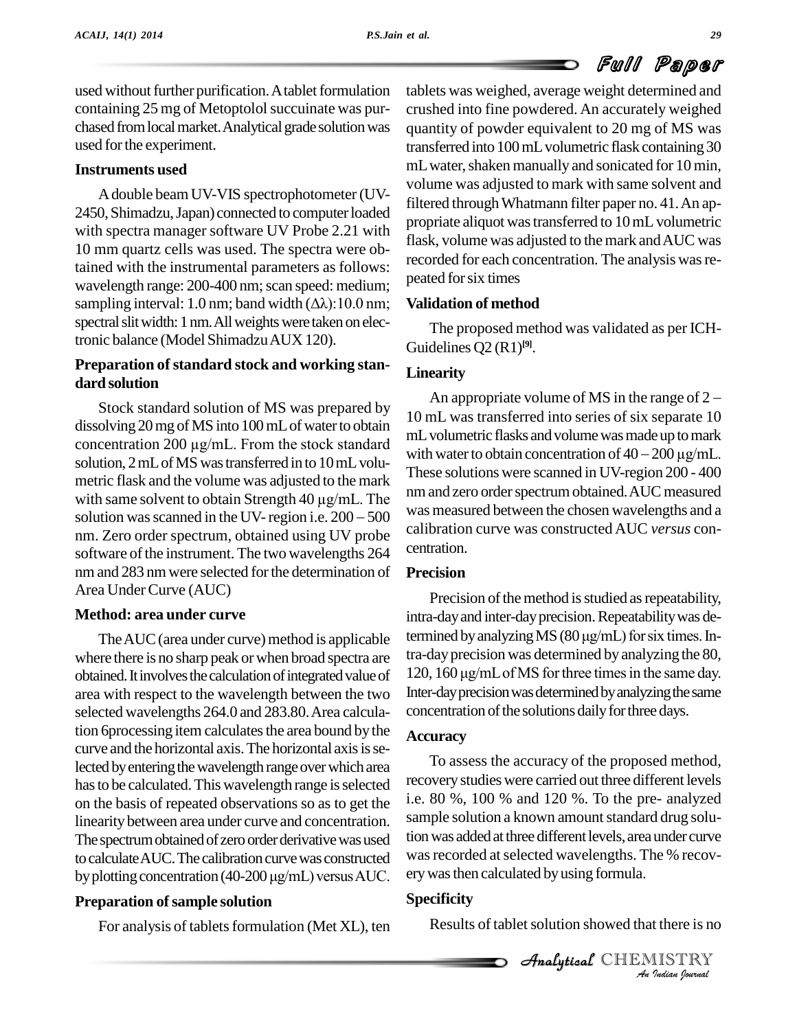used without further purification. A tablet formulation containing 25 mg of Metoptolol succuinate was purchased from local market. Analytical grade solution was used for the experiment.

### Instruments used

A double beam UV-VIS spectrophotometer (UV-2450, Shimadzu, Japan) connected to computer loaded with spectra manager software UV Probe 2.21 with 10 mm quartz cells was used. The spectra were obtained with the instrumental parameters as follows: wavelength range: 200-400 nm; scan speed: medium; sampling interval: 1.0 nm; band width ($\Delta\lambda$):10.0 nm; spectral slit width: 1 nm. All weights were taken on electronic balance (Model Shimadzu AUX 120).

### Preparation of standard stock and working standard solution

Stock standard solution of MS was prepared by dissolving 20 mg of MS into 100 mL of water to obtain concentration 200 µg/mL. From the stock standard solution, 2 mL of MS was transferred in to 10 mL volumetric flask and the volume was adjusted to the mark with same solvent to obtain Strength 40 µg/mL. The solution was scanned in the UV- region i.e. 200 – 500 nm. Zero order spectrum, obtained using UV probe software of the instrument. The two wavelengths 264 nm and 283 nm were selected for the determination of Area Under Curve (AUC)

### Method: area under curve

The AUC (area under curve) method is applicable where there is no sharp peak or when broad spectra are obtained. It involves the calculation of integrated value of area with respect to the wavelength between the two selected wavelengths 264.0 and 283.80. Area calculation 6processing item calculates the area bound by the curve and the horizontal axis. The horizontal axis is selected by entering the wavelength range over which area has to be calculated. This wavelength range is selected on the basis of repeated observations so as to get the linearity between area under curve and concentration. The spectrum obtained of zero order derivative was used to calculate AUC. The calibration curve was constructed by plotting concentration (40-200 µg/mL) versus AUC.

### Preparation of sample solution

For analysis of tablets formulation (Met XL), ten tablets was weighed, average weight determined and crushed into fine powdered. An accurately weighed quantity of powder equivalent to 20 mg of MS was transferred into 100 mL volumetric flask containing 30 mL water, shaken manually and sonicated for 10 min, volume was adjusted to mark with same solvent and filtered through Whatmann filter paper no. 41. An appropriate aliquot was transferred to 10 mL volumetric flask, volume was adjusted to the mark and AUC was recorded for each concentration. The analysis was repeated for six times

### Validation of method

The proposed method was validated as per ICH-Guidelines Q2 (R1)[9].

### Linearity

An appropriate volume of MS in the range of 2 – 10 mL was transferred into series of six separate 10 mL volumetric flasks and volume was made up to mark with water to obtain concentration of 40 – 200 µg/mL. These solutions were scanned in UV-region 200 - 400 nm and zero order spectrum obtained. AUC measured was measured between the chosen wavelengths and a calibration curve was constructed AUC *versus* concentration.

### Precision

Precision of the method is studied as repeatability, intra-day and inter-day precision. Repeatability was determined by analyzing MS (80 µg/mL) for six times. Intra-day precision was determined by analyzing the 80, 120, 160 µg/mL of MS for three times in the same day. Inter-day precision was determined by analyzing the same concentration of the solutions daily for three days.

### Accuracy

To assess the accuracy of the proposed method, recovery studies were carried out three different levels i.e. 80 %, 100 % and 120 %. To the pre- analyzed sample solution a known amount standard drug solution was added at three different levels, area under curve was recorded at selected wavelengths. The % recovery was then calculated by using formula.

### Specificity

Results of tablet solution showed that there is no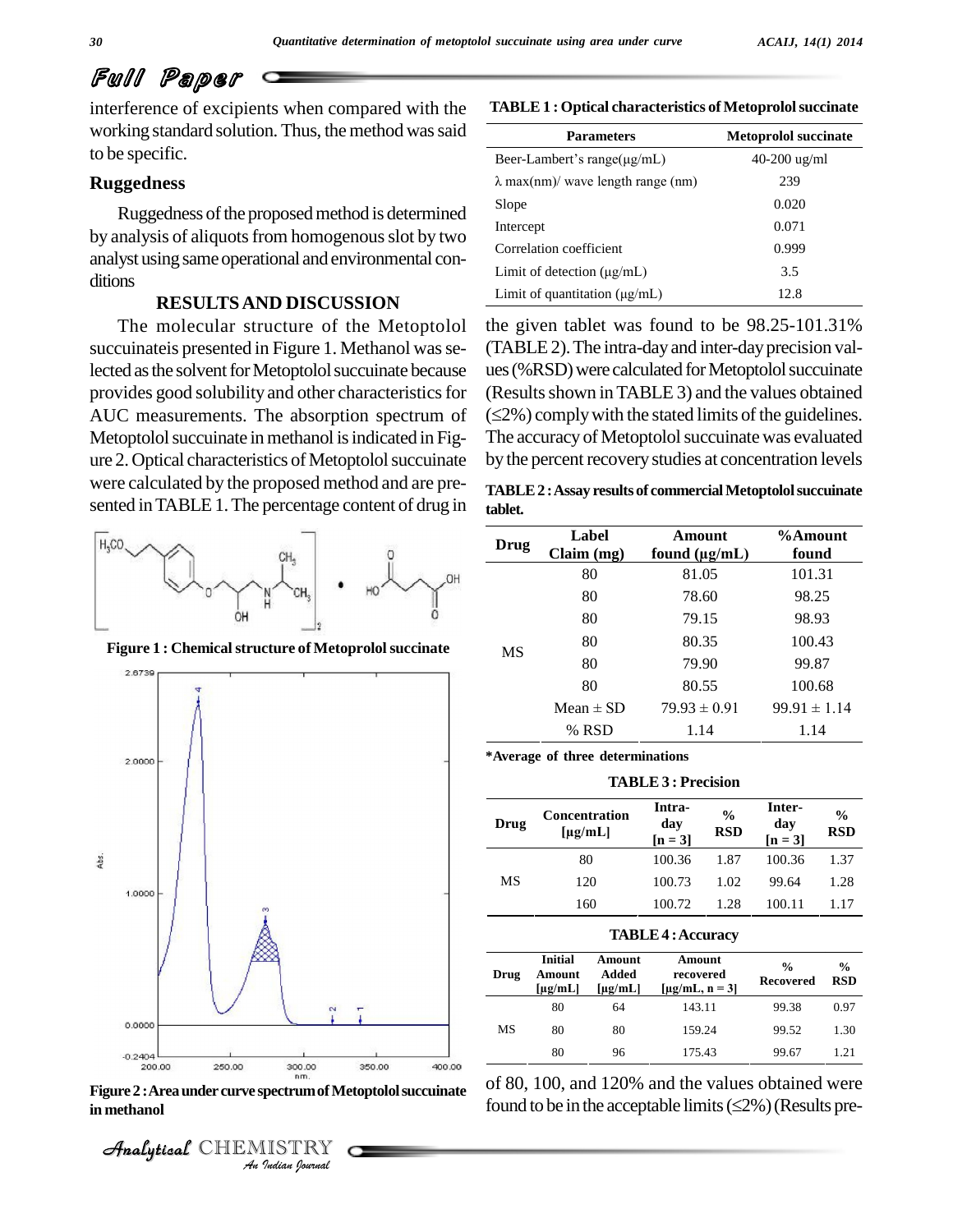interference of excipients when compared with the working standard solution. Thus, the method was said to be specific.

## Ruggedness

Ruggedness of the proposed method is determined by analysis of aliquots from homogenous slot by two analyst using same operational and environmental conditions

## RESULTS AND DISCUSSION

The molecular structure of the Metoptolol succuinateis presented in Figure 1. Methanol was selected as the solvent for Metoptolol succinate because provides good solubility and other characteristics for AUC measurements. The absorption spectrum of Metoptolol succinate in methanol is indicated in Figure 2. Optical characteristics of Metoptolol succinate were calculated by the proposed method and are presented in TABLE 1. The percentage content of drug in the given tablet was found to be 98.25-101.31% (TABLE 2). The intra-day and inter-day precision values (%RSD) were calculated for Metoptolol succinate (Results shown in TABLE 3) and the values obtained (≤2%) comply with the stated limits of the guidelines. The accuracy of Metoptolol succinate was evaluated by the percent recovery studies at concentration levels of 80, 100, and 120% and the values obtained were found to be in the acceptable limits (≤2%) (Results pre-

**Figure 1 : Chemical structure of Metoprolol succinate**

**Figure 2 : Area under curve spectrum of Metoptolol succinate in methanol**

**TABLE 1 : Optical characteristics of Metoprolol succinate**

| Parameters | Metoprolol succinate |
|---|---|
| Beer-Lambert's range(μg/mL) | 40-200 ug/ml |
| λ max(nm)/ wave length range (nm) | 239 |
| Slope | 0.020 |
| Intercept | 0.071 |
| Correlation coefficient | 0.999 |
| Limit of detection (μg/mL) | 3.5 |
| Limit of quantitation (μg/mL) | 12.8 |

**TABLE 2 : Assay results of commercial Metoptolol succinate tablet.**

| Drug | Label Claim (mg) | Amount found (μg/mL) | %Amount found |
|---|---|---|---|
| MS | 80 | 81.05 | 101.31 |
| | 80 | 78.60 | 98.25 |
| | 80 | 79.15 | 98.93 |
| | 80 | 80.35 | 100.43 |
| | 80 | 79.90 | 99.87 |
| | 80 | 80.55 | 100.68 |
| | Mean ± SD | 79.93 ± 0.91 | 99.91 ± 1.14 |
| | % RSD | 1.14 | 1.14 |

*Average of three determinations

**TABLE 3 : Precision**

| Drug | Concentration [μg/mL] | Intra-day [n = 3] | % RSD | Inter-day [n = 3] | % RSD |
|---|---|---|---|---|---|
| MS | 80 | 100.36 | 1.87 | 100.36 | 1.37 |
| | 120 | 100.73 | 1.02 | 99.64 | 1.28 |
| | 160 | 100.72 | 1.28 | 100.11 | 1.17 |

**TABLE 4 : Accuracy**

| Drug | Initial Amount [μg/mL] | Amount Added [μg/mL] | Amount recovered [μg/mL, n = 3] | % Recovered | % RSD |
|---|---|---|---|---|---|
| MS | 80 | 64 | 143.11 | 99.38 | 0.97 |
| | 80 | 80 | 159.24 | 99.52 | 1.30 |
| | 80 | 96 | 175.43 | 99.67 | 1.21 |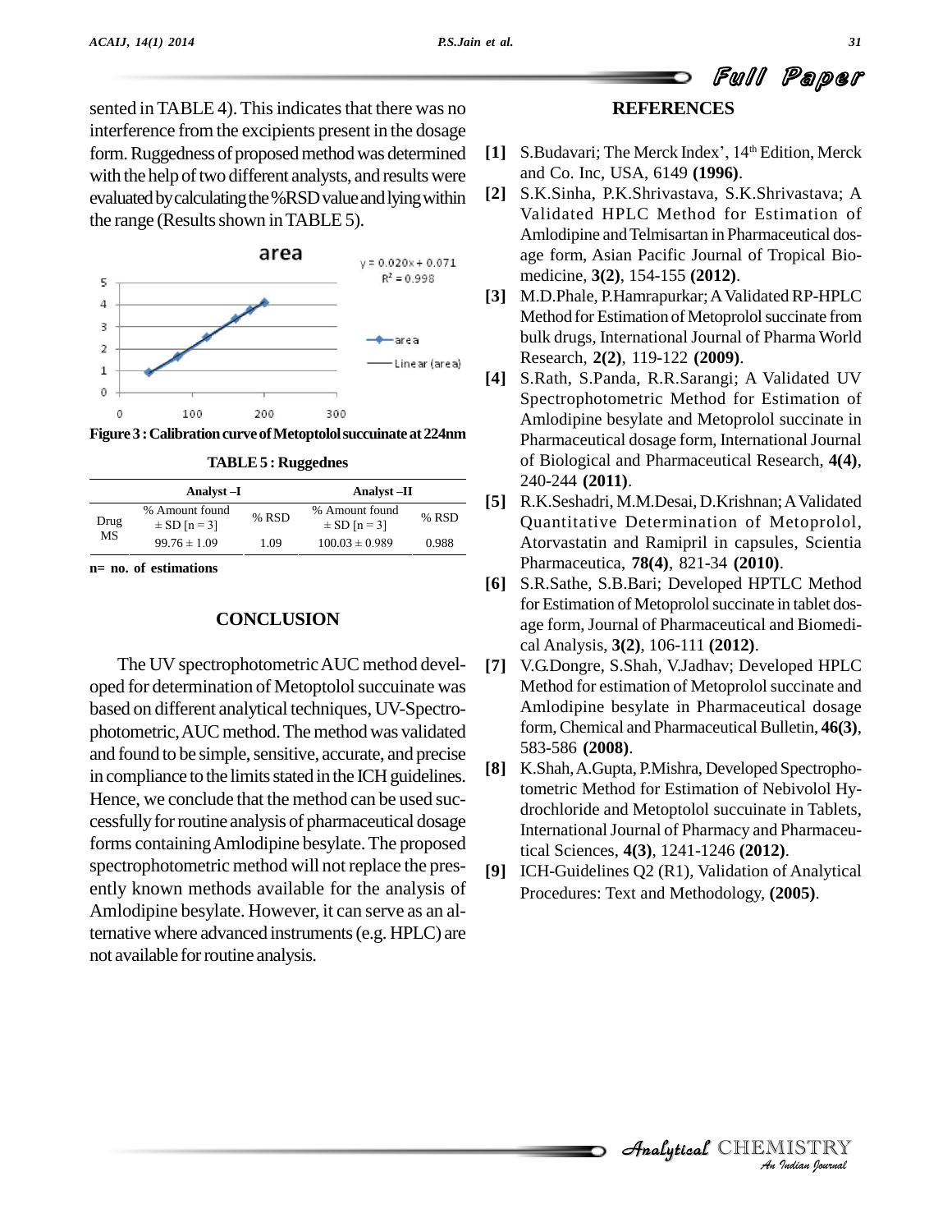sented in TABLE 4). This indicates that there was no interference from the excipients present in the dosage form. Ruggedness of proposed method was determined with the help of two different analysts, and results were evaluated by calculating the %RSD value and lying within the range (Results shown in TABLE 5).

area

y = 0.020x + 0.071

R² = 0.998

5

4

3

2

1

0

0 100 200 300

area

Linear (area)

**Figure 3 : Calibration curve of Metoptolol succuinate at 224nm**

**TABLE 5 : Ruggednes**

| | Analyst –I | | Analyst –II | |
|---|---|---|---|---|
| Drug | % Amount found ± SD [n = 3] | % RSD | % Amount found ± SD [n = 3] | % RSD |
| MS | 99.76 ± 1.09 | 1.09 | 100.03 ± 0.989 | 0.988 |

**n= no. of estimations**

## CONCLUSION

The UV spectrophotometric AUC method developed for determination of Metoptolol succuinate was based on different analytical techniques, UV-Spectrophotometric, AUC method. The method was validated and found to be simple, sensitive, accurate, and precise in compliance to the limits stated in the ICH guidelines. Hence, we conclude that the method can be used successfully for routine analysis of pharmaceutical dosage forms containing Amlodipine besylate. The proposed spectrophotometric method will not replace the presently known methods available for the analysis of Amlodipine besylate. However, it can serve as an alternative where advanced instruments (e.g. HPLC) are not available for routine analysis.

## REFERENCES

**[1]** S.Budavari; The Merck Index', 14th Edition, Merck and Co. Inc, USA, 6149 **(1996)**.

**[2]** S.K.Sinha, P.K.Shrivastava, S.K.Shrivastava; A Validated HPLC Method for Estimation of Amlodipine and Telmisartan in Pharmaceutical dosage form, Asian Pacific Journal of Tropical Biomedicine, **3(2)**, 154-155 **(2012)**.

**[3]** M.D.Phale, P.Hamrapurkar; A Validated RP-HPLC Method for Estimation of Metoprolol succinate from bulk drugs, International Journal of Pharma World Research, **2(2)**, 119-122 **(2009)**.

**[4]** S.Rath, S.Panda, R.R.Sarangi; A Validated UV Spectrophotometric Method for Estimation of Amlodipine besylate and Metoprolol succinate in Pharmaceutical dosage form, International Journal of Biological and Pharmaceutical Research, **4(4)**, 240-244 **(2011)**.

**[5]** R.K.Seshadri, M.M.Desai, D.Krishnan; A Validated Quantitative Determination of Metoprolol, Atorvastatin and Ramipril in capsules, Scientia Pharmaceutica, **78(4)**, 821-34 **(2010)**.

**[6]** S.R.Sathe, S.B.Bari; Developed HPTLC Method for Estimation of Metoprolol succinate in tablet dosage form, Journal of Pharmaceutical and Biomedical Analysis, **3(2)**, 106-111 **(2012)**.

**[7]** V.G.Dongre, S.Shah, V.Jadhav; Developed HPLC Method for estimation of Metoprolol succinate and Amlodipine besylate in Pharmaceutical dosage form, Chemical and Pharmaceutical Bulletin, **46(3)**, 583-586 **(2008)**.

**[8]** K.Shah, A.Gupta, P.Mishra, Developed Spectrophotometric Method for Estimation of Nebivolol Hydrochloride and Metoptolol succinate in Tablets, International Journal of Pharmacy and Pharmaceutical Sciences, **4(3)**, 1241-1246 **(2012)**.

**[9]** ICH-Guidelines Q2 (R1), Validation of Analytical Procedures: Text and Methodology, **(2005)**.